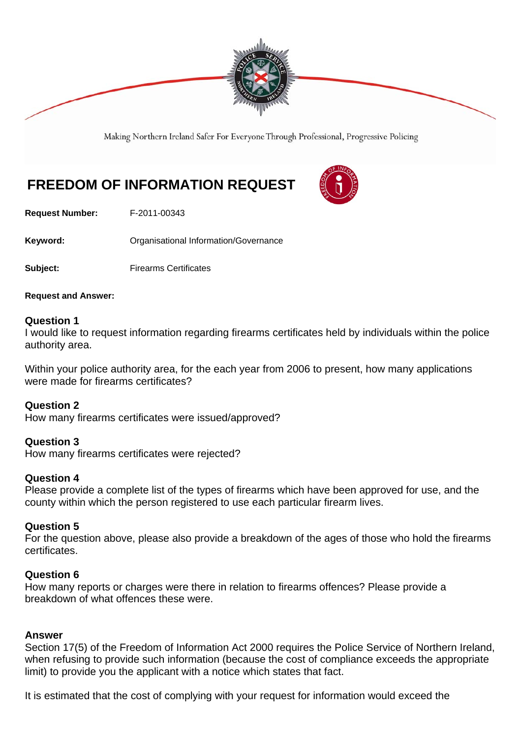Making Northern Ireland Safer For Everyone Through Professional, Progressive Policing

# FREEDOM OF INFORMATION REQUEST

**Request Number:** F-2011-00343

**Keyword:** Organisational Information/Governance

**Subject:** Firearms Certificates

**Request and Answer:**

### Question 1

I would like to request information regarding firearms certificates held by individuals within the police authority area.

Within your police authority area, for the each year from 2006 to present, how many applications were made for firearms certificates?

### Question 2

How many firearms certificates were issued/approved?

### Question 3

How many firearms certificates were rejected?

### Question 4

Please provide a complete list of the types of firearms which have been approved for use, and the county within which the person registered to use each particular firearm lives.

### Question 5

For the question above, please also provide a breakdown of the ages of those who hold the firearms certificates.

### Question 6

How many reports or charges were there in relation to firearms offences? Please provide a breakdown of what offences these were.

### Answer

Section 17(5) of the Freedom of Information Act 2000 requires the Police Service of Northern Ireland, when refusing to provide such information (because the cost of compliance exceeds the appropriate limit) to provide you the applicant with a notice which states that fact.

It is estimated that the cost of complying with your request for information would exceed the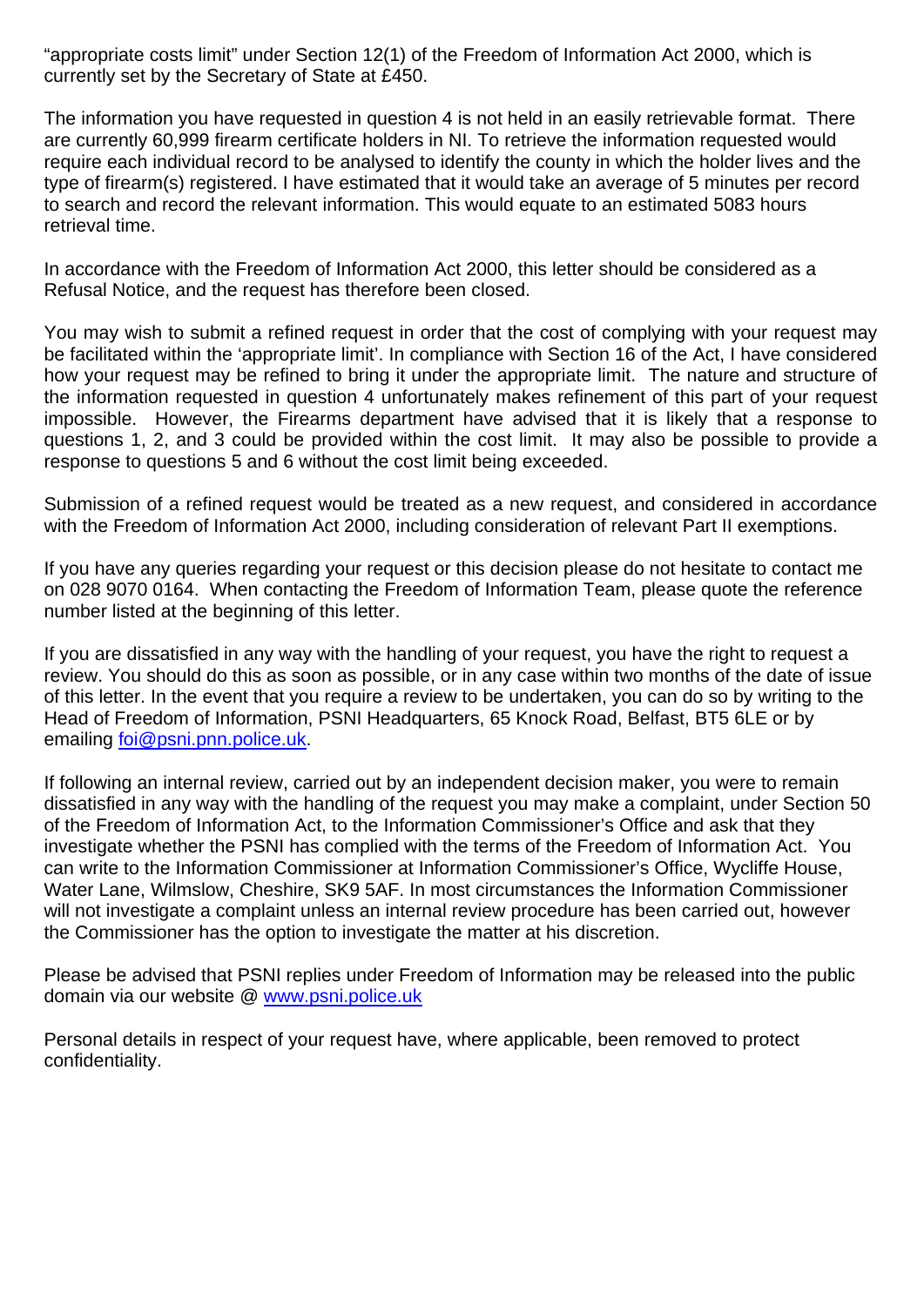"appropriate costs limit" under Section 12(1) of the Freedom of Information Act 2000, which is currently set by the Secretary of State at £450.

The information you have requested in question 4 is not held in an easily retrievable format. There are currently 60,999 firearm certificate holders in NI. To retrieve the information requested would require each individual record to be analysed to identify the county in which the holder lives and the type of firearm(s) registered. I have estimated that it would take an average of 5 minutes per record to search and record the relevant information. This would equate to an estimated 5083 hours retrieval time.

In accordance with the Freedom of Information Act 2000, this letter should be considered as a Refusal Notice, and the request has therefore been closed.

You may wish to submit a refined request in order that the cost of complying with your request may be facilitated within the 'appropriate limit'. In compliance with Section 16 of the Act, I have considered how your request may be refined to bring it under the appropriate limit. The nature and structure of the information requested in question 4 unfortunately makes refinement of this part of your request impossible. However, the Firearms department have advised that it is likely that a response to questions 1, 2, and 3 could be provided within the cost limit. It may also be possible to provide a response to questions 5 and 6 without the cost limit being exceeded.

Submission of a refined request would be treated as a new request, and considered in accordance with the Freedom of Information Act 2000, including consideration of relevant Part II exemptions.

If you have any queries regarding your request or this decision please do not hesitate to contact me on 028 9070 0164. When contacting the Freedom of Information Team, please quote the reference number listed at the beginning of this letter.

If you are dissatisfied in any way with the handling of your request, you have the right to request a review. You should do this as soon as possible, or in any case within two months of the date of issue of this letter. In the event that you require a review to be undertaken, you can do so by writing to the Head of Freedom of Information, PSNI Headquarters, 65 Knock Road, Belfast, BT5 6LE or by emailing foi@psni.pnn.police.uk.

If following an internal review, carried out by an independent decision maker, you were to remain dissatisfied in any way with the handling of the request you may make a complaint, under Section 50 of the Freedom of Information Act, to the Information Commissioner's Office and ask that they investigate whether the PSNI has complied with the terms of the Freedom of Information Act. You can write to the Information Commissioner at Information Commissioner's Office, Wycliffe House, Water Lane, Wilmslow, Cheshire, SK9 5AF. In most circumstances the Information Commissioner will not investigate a complaint unless an internal review procedure has been carried out, however the Commissioner has the option to investigate the matter at his discretion.

Please be advised that PSNI replies under Freedom of Information may be released into the public domain via our website @ www.psni.police.uk

Personal details in respect of your request have, where applicable, been removed to protect confidentiality.